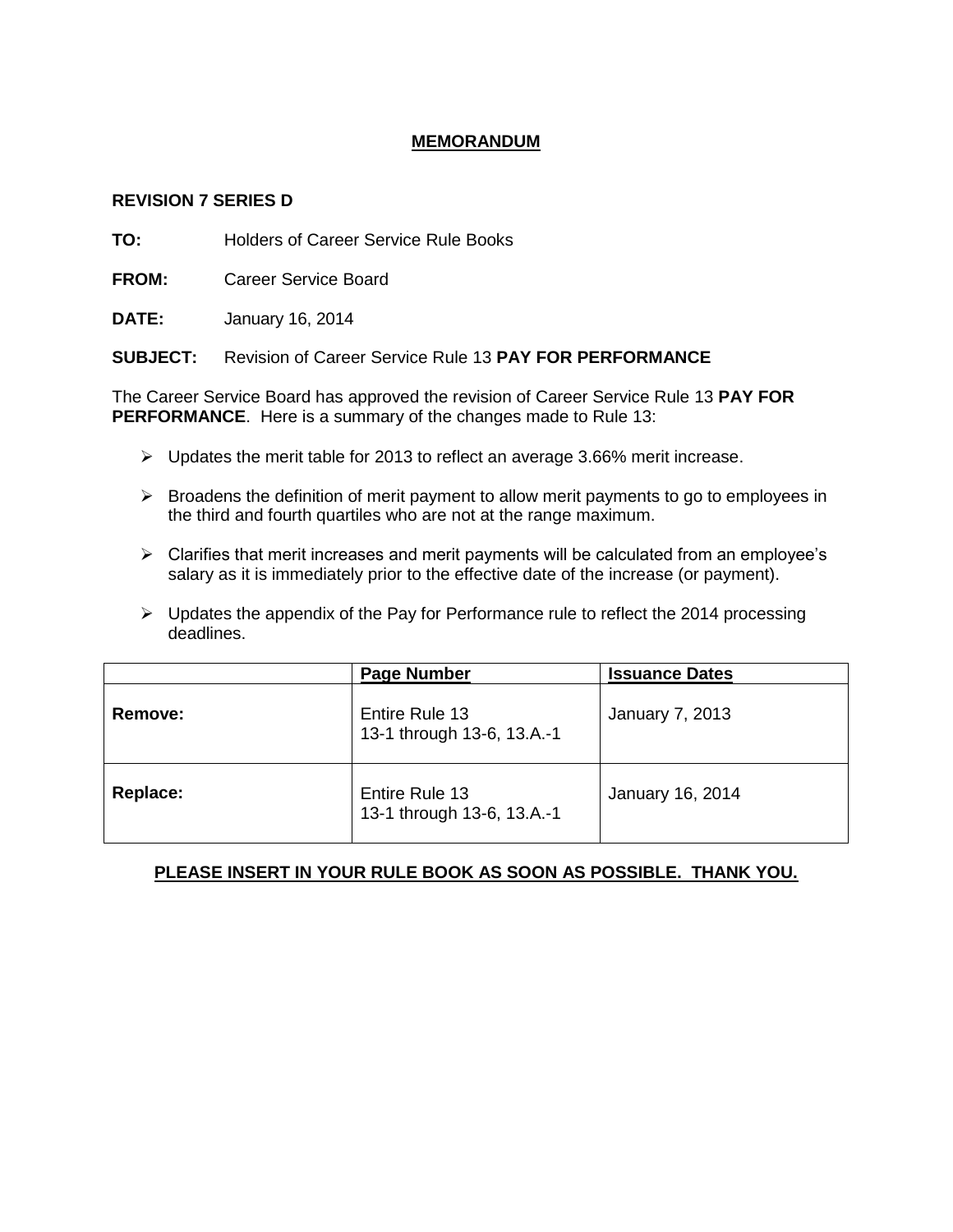# MEMORANDUM

**REVISION 7 SERIES D**

**TO:** Holders of Career Service Rule Books

**FROM:** Career Service Board

**DATE:** January 16, 2014

**SUBJECT:** Revision of Career Service Rule 13 **PAY FOR PERFORMANCE**

The Career Service Board has approved the revision of Career Service Rule 13 **PAY FOR PERFORMANCE**. Here is a summary of the changes made to Rule 13:

- Updates the merit table for 2013 to reflect an average 3.66% merit increase.
- Broadens the definition of merit payment to allow merit payments to go to employees in the third and fourth quartiles who are not at the range maximum.
- Clarifies that merit increases and merit payments will be calculated from an employee's salary as it is immediately prior to the effective date of the increase (or payment).
- Updates the appendix of the Pay for Performance rule to reflect the 2014 processing deadlines.

| | Page Number | Issuance Dates |
|---|---|---|
| **Remove:** | Entire Rule 13<br>13-1 through 13-6, 13.A.-1 | January 7, 2013 |
| **Replace:** | Entire Rule 13<br>13-1 through 13-6, 13.A.-1 | January 16, 2014 |

**PLEASE INSERT IN YOUR RULE BOOK AS SOON AS POSSIBLE. THANK YOU.**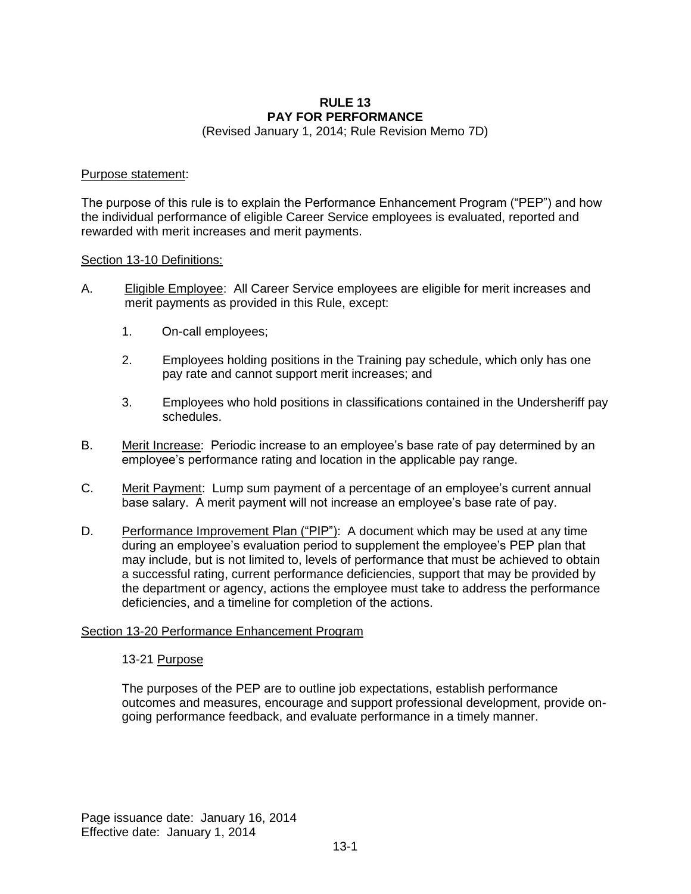# RULE 13
# PAY FOR PERFORMANCE

(Revised January 1, 2014; Rule Revision Memo 7D)

Purpose statement:

The purpose of this rule is to explain the Performance Enhancement Program ("PEP") and how the individual performance of eligible Career Service employees is evaluated, reported and rewarded with merit increases and merit payments.

## Section 13-10 Definitions:

A. Eligible Employee: All Career Service employees are eligible for merit increases and merit payments as provided in this Rule, except:

   1. On-call employees;

   2. Employees holding positions in the Training pay schedule, which only has one pay rate and cannot support merit increases; and

   3. Employees who hold positions in classifications contained in the Undersheriff pay schedules.

B. Merit Increase: Periodic increase to an employee's base rate of pay determined by an employee's performance rating and location in the applicable pay range.

C. Merit Payment: Lump sum payment of a percentage of an employee's current annual base salary. A merit payment will not increase an employee's base rate of pay.

D. Performance Improvement Plan ("PIP"): A document which may be used at any time during an employee's evaluation period to supplement the employee's PEP plan that may include, but is not limited to, levels of performance that must be achieved to obtain a successful rating, current performance deficiencies, support that may be provided by the department or agency, actions the employee must take to address the performance deficiencies, and a timeline for completion of the actions.

## Section 13-20 Performance Enhancement Program

### 13-21 Purpose

The purposes of the PEP are to outline job expectations, establish performance outcomes and measures, encourage and support professional development, provide on-going performance feedback, and evaluate performance in a timely manner.

Page issuance date: January 16, 2014
Effective date: January 1, 2014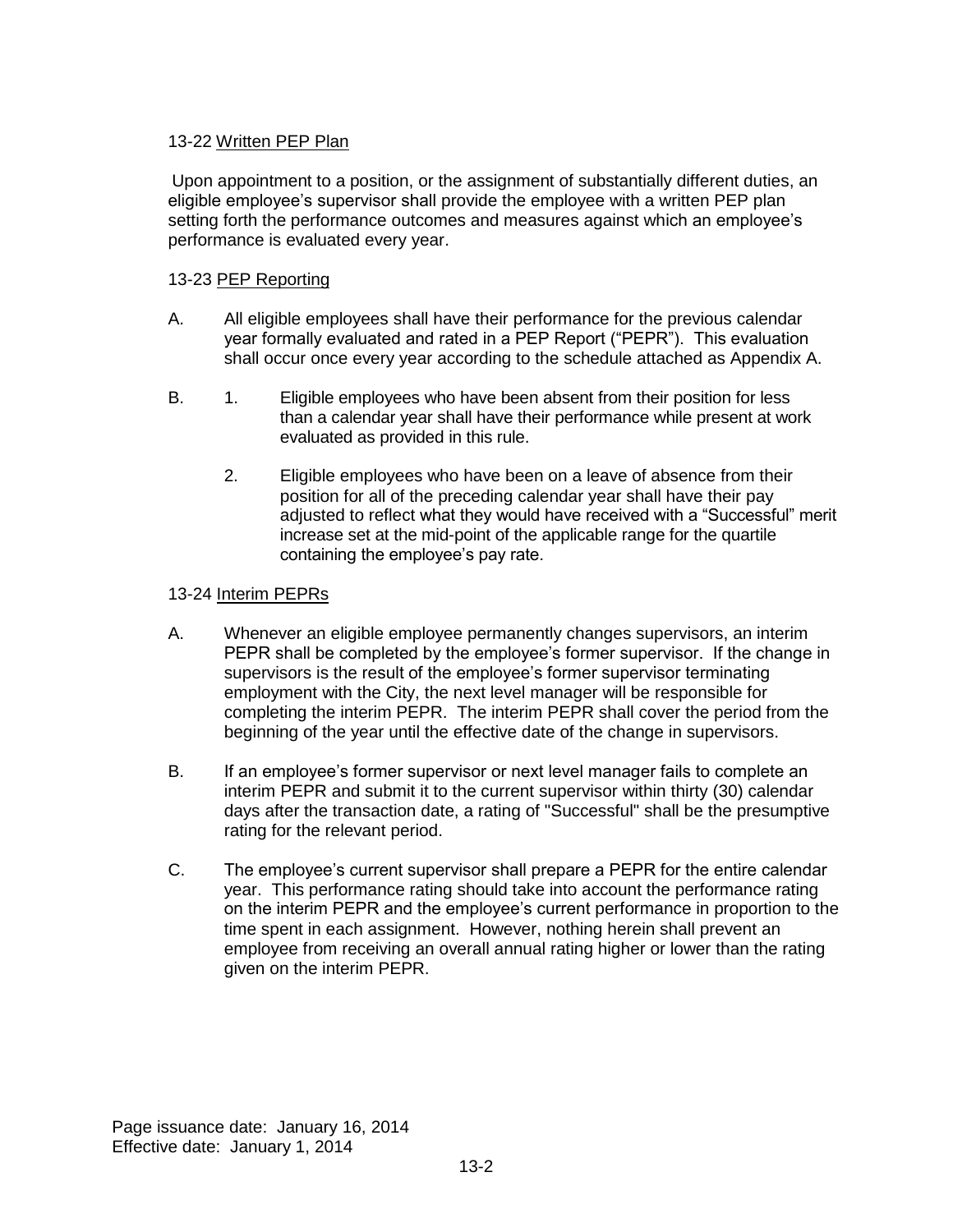### 13-22 Written PEP Plan

Upon appointment to a position, or the assignment of substantially different duties, an eligible employee's supervisor shall provide the employee with a written PEP plan setting forth the performance outcomes and measures against which an employee's performance is evaluated every year.

### 13-23 PEP Reporting

A. All eligible employees shall have their performance for the previous calendar year formally evaluated and rated in a PEP Report ("PEPR"). This evaluation shall occur once every year according to the schedule attached as Appendix A.

B. 1. Eligible employees who have been absent from their position for less than a calendar year shall have their performance while present at work evaluated as provided in this rule.

   2. Eligible employees who have been on a leave of absence from their position for all of the preceding calendar year shall have their pay adjusted to reflect what they would have received with a "Successful" merit increase set at the mid-point of the applicable range for the quartile containing the employee's pay rate.

### 13-24 Interim PEPRs

A. Whenever an eligible employee permanently changes supervisors, an interim PEPR shall be completed by the employee's former supervisor. If the change in supervisors is the result of the employee's former supervisor terminating employment with the City, the next level manager will be responsible for completing the interim PEPR. The interim PEPR shall cover the period from the beginning of the year until the effective date of the change in supervisors.

B. If an employee's former supervisor or next level manager fails to complete an interim PEPR and submit it to the current supervisor within thirty (30) calendar days after the transaction date, a rating of "Successful" shall be the presumptive rating for the relevant period.

C. The employee's current supervisor shall prepare a PEPR for the entire calendar year. This performance rating should take into account the performance rating on the interim PEPR and the employee's current performance in proportion to the time spent in each assignment. However, nothing herein shall prevent an employee from receiving an overall annual rating higher or lower than the rating given on the interim PEPR.

Page issuance date: January 16, 2014
Effective date: January 1, 2014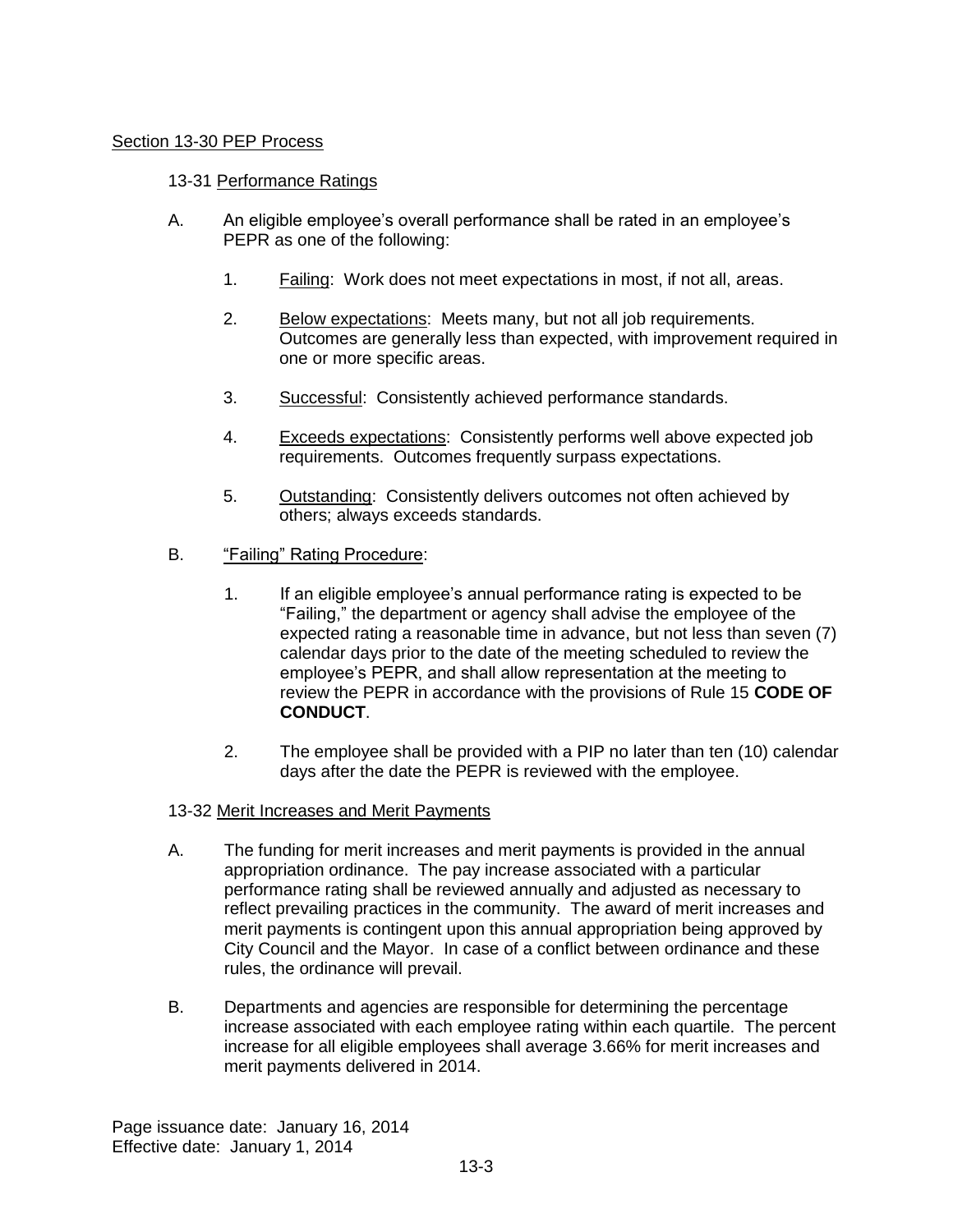## Section 13-30 PEP Process

### 13-31 Performance Ratings

A. An eligible employee's overall performance shall be rated in an employee's PEPR as one of the following:

1. Failing: Work does not meet expectations in most, if not all, areas.

2. Below expectations: Meets many, but not all job requirements. Outcomes are generally less than expected, with improvement required in one or more specific areas.

3. Successful: Consistently achieved performance standards.

4. Exceeds expectations: Consistently performs well above expected job requirements. Outcomes frequently surpass expectations.

5. Outstanding: Consistently delivers outcomes not often achieved by others; always exceeds standards.

B. "Failing" Rating Procedure:

1. If an eligible employee's annual performance rating is expected to be "Failing," the department or agency shall advise the employee of the expected rating a reasonable time in advance, but not less than seven (7) calendar days prior to the date of the meeting scheduled to review the employee's PEPR, and shall allow representation at the meeting to review the PEPR in accordance with the provisions of Rule 15 **CODE OF CONDUCT**.

2. The employee shall be provided with a PIP no later than ten (10) calendar days after the date the PEPR is reviewed with the employee.

### 13-32 Merit Increases and Merit Payments

A. The funding for merit increases and merit payments is provided in the annual appropriation ordinance. The pay increase associated with a particular performance rating shall be reviewed annually and adjusted as necessary to reflect prevailing practices in the community. The award of merit increases and merit payments is contingent upon this annual appropriation being approved by City Council and the Mayor. In case of a conflict between ordinance and these rules, the ordinance will prevail.

B. Departments and agencies are responsible for determining the percentage increase associated with each employee rating within each quartile. The percent increase for all eligible employees shall average 3.66% for merit increases and merit payments delivered in 2014.

Page issuance date: January 16, 2014
Effective date: January 1, 2014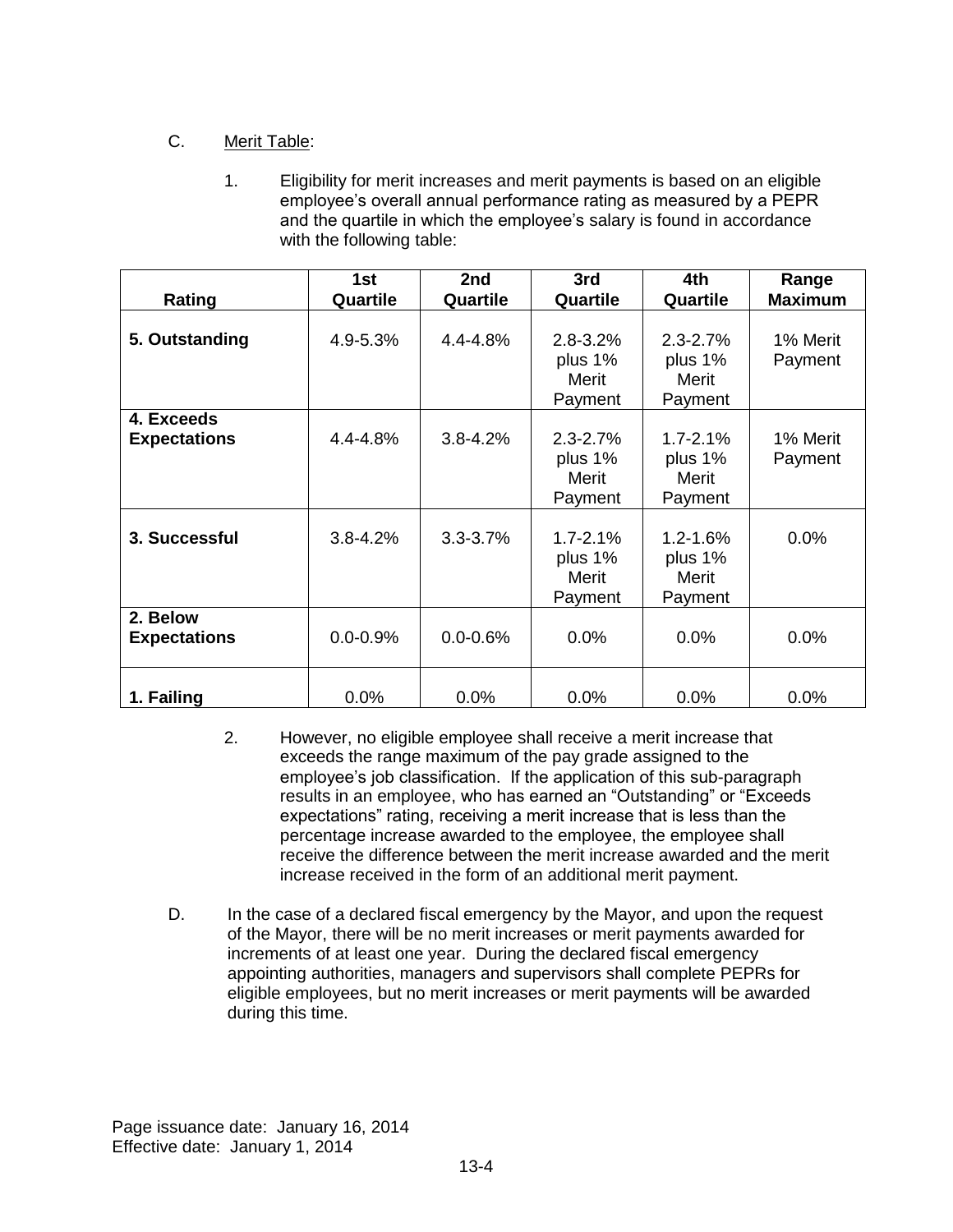C. Merit Table:

1. Eligibility for merit increases and merit payments is based on an eligible employee's overall annual performance rating as measured by a PEPR and the quartile in which the employee's salary is found in accordance with the following table:

| Rating | 1st Quartile | 2nd Quartile | 3rd Quartile | 4th Quartile | Range Maximum |
|---|---|---|---|---|---|
| **5. Outstanding** | 4.9-5.3% | 4.4-4.8% | 2.8-3.2% plus 1% Merit Payment | 2.3-2.7% plus 1% Merit Payment | 1% Merit Payment |
| **4. Exceeds Expectations** | 4.4-4.8% | 3.8-4.2% | 2.3-2.7% plus 1% Merit Payment | 1.7-2.1% plus 1% Merit Payment | 1% Merit Payment |
| **3. Successful** | 3.8-4.2% | 3.3-3.7% | 1.7-2.1% plus 1% Merit Payment | 1.2-1.6% plus 1% Merit Payment | 0.0% |
| **2. Below Expectations** | 0.0-0.9% | 0.0-0.6% | 0.0% | 0.0% | 0.0% |
| **1. Failing** | 0.0% | 0.0% | 0.0% | 0.0% | 0.0% |

2. However, no eligible employee shall receive a merit increase that exceeds the range maximum of the pay grade assigned to the employee's job classification. If the application of this sub-paragraph results in an employee, who has earned an "Outstanding" or "Exceeds expectations" rating, receiving a merit increase that is less than the percentage increase awarded to the employee, the employee shall receive the difference between the merit increase awarded and the merit increase received in the form of an additional merit payment.

D. In the case of a declared fiscal emergency by the Mayor, and upon the request of the Mayor, there will be no merit increases or merit payments awarded for increments of at least one year. During the declared fiscal emergency appointing authorities, managers and supervisors shall complete PEPRs for eligible employees, but no merit increases or merit payments will be awarded during this time.

Page issuance date: January 16, 2014
Effective date: January 1, 2014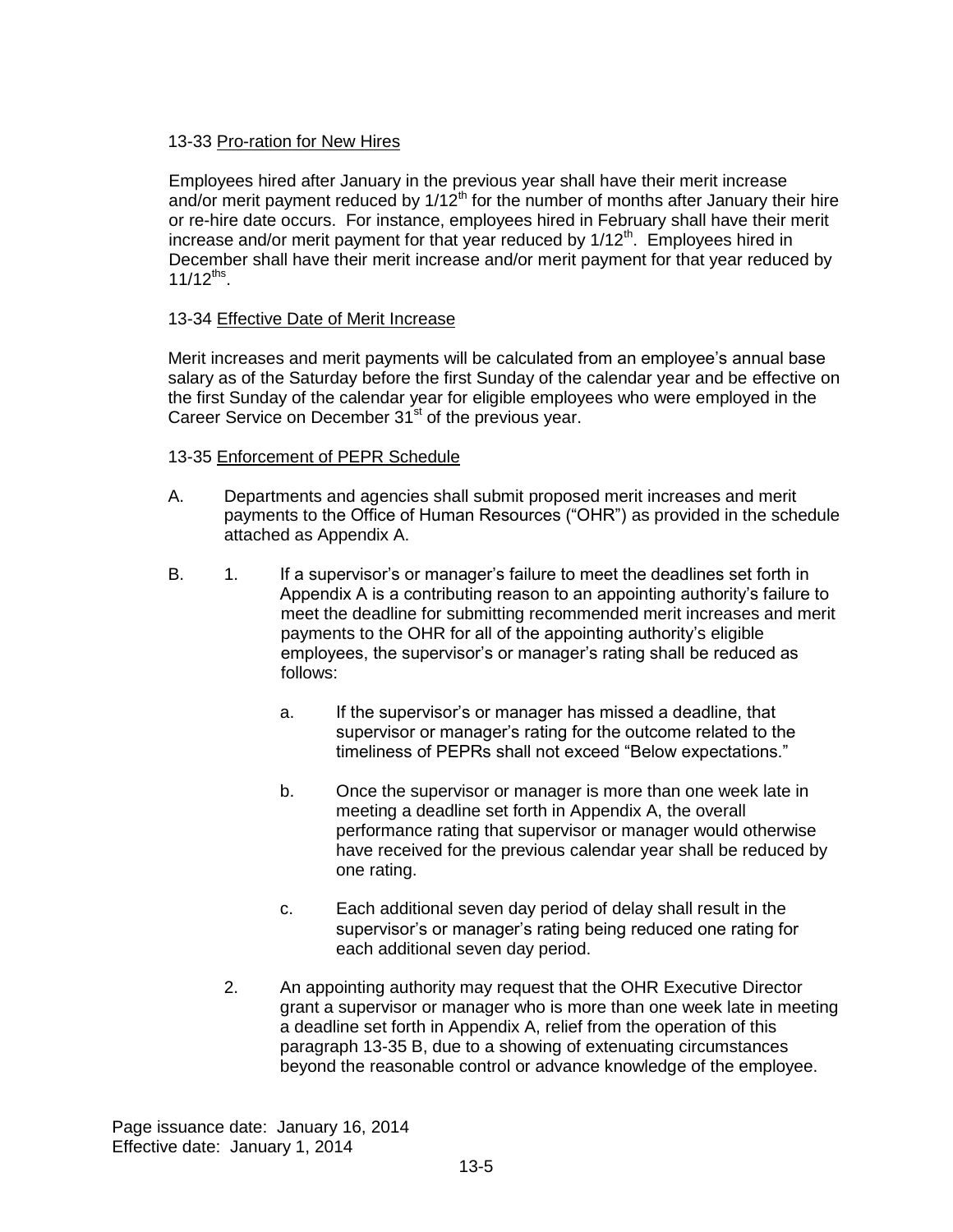13-33 Pro-ration for New Hires

Employees hired after January in the previous year shall have their merit increase and/or merit payment reduced by $1/12^{th}$ for the number of months after January their hire or re-hire date occurs. For instance, employees hired in February shall have their merit increase and/or merit payment for that year reduced by $1/12^{th}$. Employees hired in December shall have their merit increase and/or merit payment for that year reduced by $11/12^{ths}$.

13-34 Effective Date of Merit Increase

Merit increases and merit payments will be calculated from an employee's annual base salary as of the Saturday before the first Sunday of the calendar year and be effective on the first Sunday of the calendar year for eligible employees who were employed in the Career Service on December 31st of the previous year.

13-35 Enforcement of PEPR Schedule

A. Departments and agencies shall submit proposed merit increases and merit payments to the Office of Human Resources ("OHR") as provided in the schedule attached as Appendix A.

B. 1. If a supervisor's or manager's failure to meet the deadlines set forth in Appendix A is a contributing reason to an appointing authority's failure to meet the deadline for submitting recommended merit increases and merit payments to the OHR for all of the appointing authority's eligible employees, the supervisor's or manager's rating shall be reduced as follows:

   a. If the supervisor's or manager has missed a deadline, that supervisor or manager's rating for the outcome related to the timeliness of PEPRs shall not exceed "Below expectations."

   b. Once the supervisor or manager is more than one week late in meeting a deadline set forth in Appendix A, the overall performance rating that supervisor or manager would otherwise have received for the previous calendar year shall be reduced by one rating.

   c. Each additional seven day period of delay shall result in the supervisor's or manager's rating being reduced one rating for each additional seven day period.

2. An appointing authority may request that the OHR Executive Director grant a supervisor or manager who is more than one week late in meeting a deadline set forth in Appendix A, relief from the operation of this paragraph 13-35 B, due to a showing of extenuating circumstances beyond the reasonable control or advance knowledge of the employee.

Page issuance date: January 16, 2014
Effective date: January 1, 2014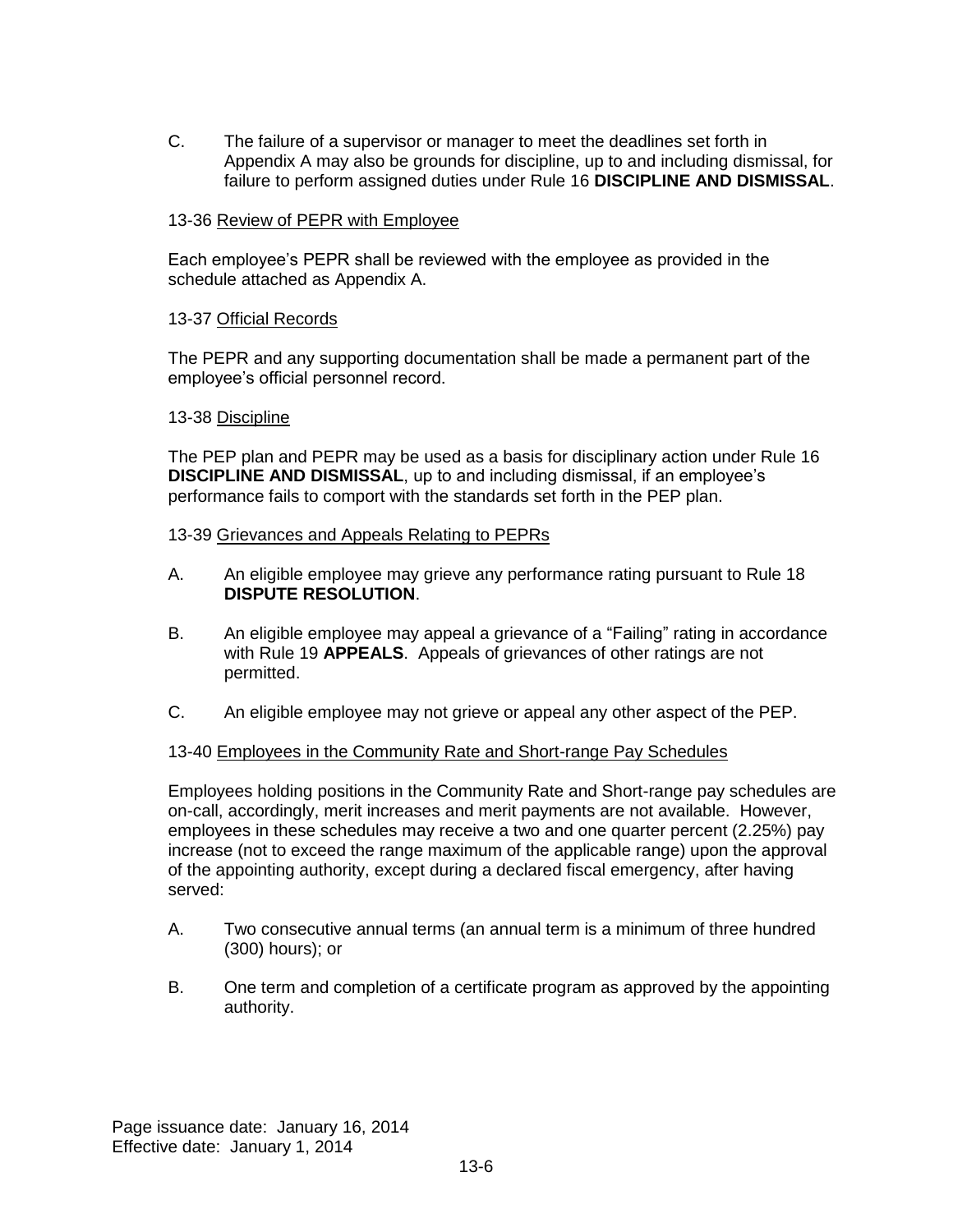C. The failure of a supervisor or manager to meet the deadlines set forth in Appendix A may also be grounds for discipline, up to and including dismissal, for failure to perform assigned duties under Rule 16 **DISCIPLINE AND DISMISSAL**.

13-36 <u>Review of PEPR with Employee</u>

Each employee's PEPR shall be reviewed with the employee as provided in the schedule attached as Appendix A.

13-37 <u>Official Records</u>

The PEPR and any supporting documentation shall be made a permanent part of the employee's official personnel record.

13-38 <u>Discipline</u>

The PEP plan and PEPR may be used as a basis for disciplinary action under Rule 16 **DISCIPLINE AND DISMISSAL**, up to and including dismissal, if an employee's performance fails to comport with the standards set forth in the PEP plan.

13-39 <u>Grievances and Appeals Relating to PEPRs</u>

A. An eligible employee may grieve any performance rating pursuant to Rule 18 **DISPUTE RESOLUTION**.

B. An eligible employee may appeal a grievance of a "Failing" rating in accordance with Rule 19 **APPEALS**. Appeals of grievances of other ratings are not permitted.

C. An eligible employee may not grieve or appeal any other aspect of the PEP.

13-40 <u>Employees in the Community Rate and Short-range Pay Schedules</u>

Employees holding positions in the Community Rate and Short-range pay schedules are on-call, accordingly, merit increases and merit payments are not available. However, employees in these schedules may receive a two and one quarter percent (2.25%) pay increase (not to exceed the range maximum of the applicable range) upon the approval of the appointing authority, except during a declared fiscal emergency, after having served:

A. Two consecutive annual terms (an annual term is a minimum of three hundred (300) hours); or

B. One term and completion of a certificate program as approved by the appointing authority.

Page issuance date: January 16, 2014
Effective date: January 1, 2014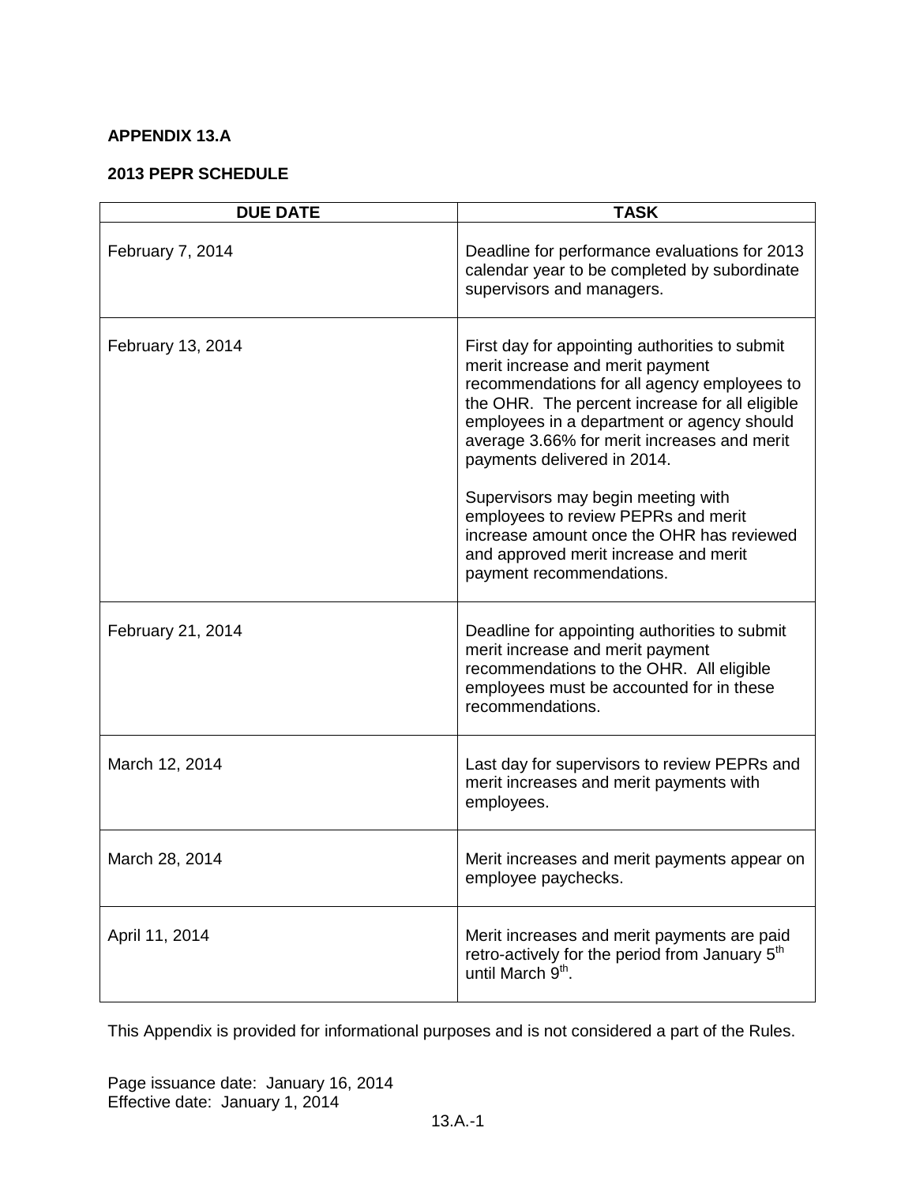**APPENDIX 13.A**

**2013 PEPR SCHEDULE**

| DUE DATE | TASK |
|---|---|
| February 7, 2014 | Deadline for performance evaluations for 2013 calendar year to be completed by subordinate supervisors and managers. |
| February 13, 2014 | First day for appointing authorities to submit merit increase and merit payment recommendations for all agency employees to the OHR. The percent increase for all eligible employees in a department or agency should average 3.66% for merit increases and merit payments delivered in 2014.<br><br>Supervisors may begin meeting with employees to review PEPRs and merit increase amount once the OHR has reviewed and approved merit increase and merit payment recommendations. |
| February 21, 2014 | Deadline for appointing authorities to submit merit increase and merit payment recommendations to the OHR. All eligible employees must be accounted for in these recommendations. |
| March 12, 2014 | Last day for supervisors to review PEPRs and merit increases and merit payments with employees. |
| March 28, 2014 | Merit increases and merit payments appear on employee paychecks. |
| April 11, 2014 | Merit increases and merit payments are paid retro-actively for the period from January 5th until March 9th. |

This Appendix is provided for informational purposes and is not considered a part of the Rules.

Page issuance date: January 16, 2014
Effective date: January 1, 2014